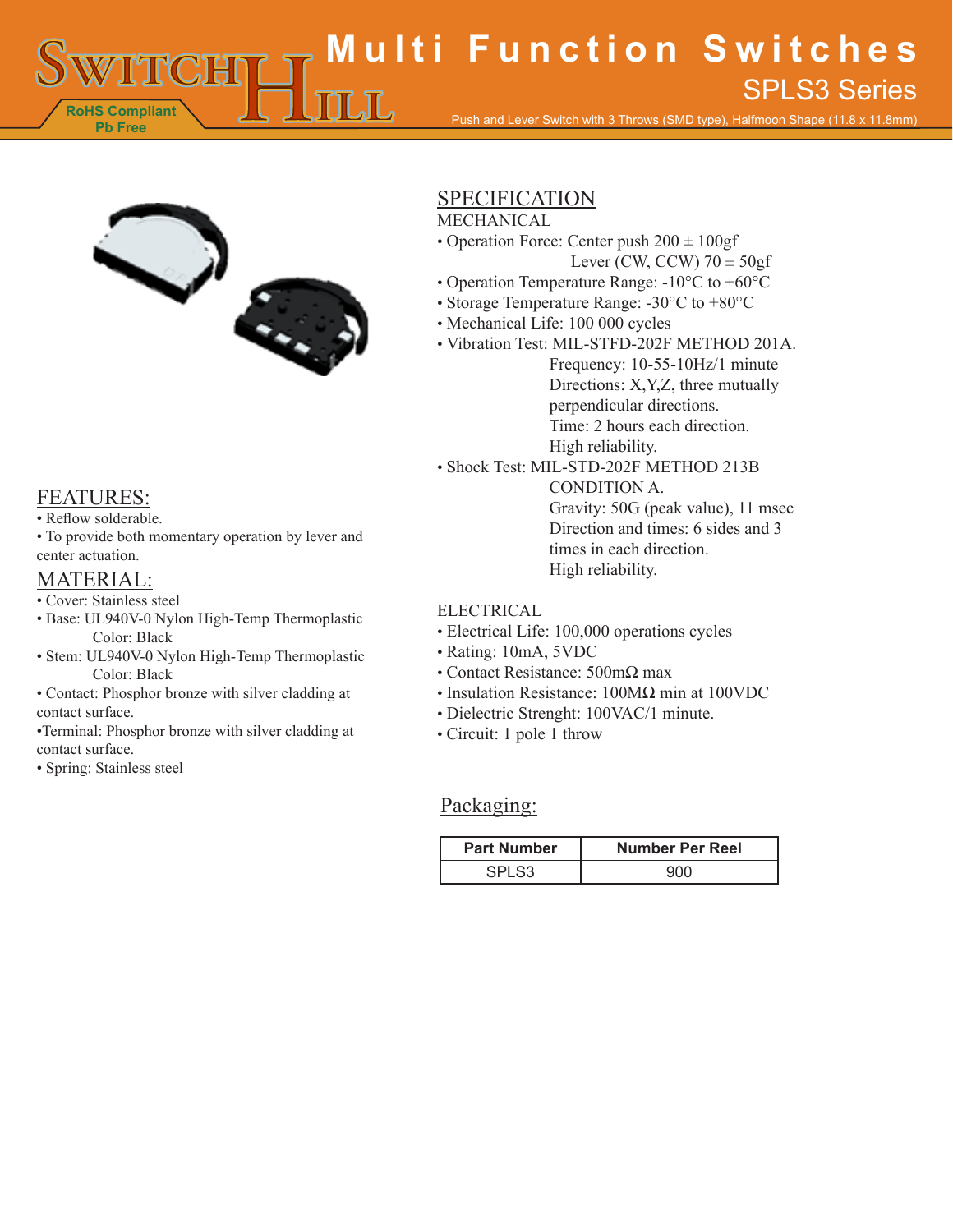# Multi Function Switches

## SPLS3 Series

Push and Lever Switch with 3 Throws (SMD type), Halfmoon Shape (11.8 x 11.8mm)

RoHS Compliant
Pb Free

## FEATURES:

- Reflow solderable.
- To provide both momentary operation by lever and center actuation.

## MATERIAL:

- Cover: Stainless steel
- Base: UL940V-0 Nylon High-Temp Thermoplastic
  Color: Black
- Stem: UL940V-0 Nylon High-Temp Thermoplastic
  Color: Black
- Contact: Phosphor bronze with silver cladding at contact surface.
- Terminal: Phosphor bronze with silver cladding at contact surface.
- Spring: Stainless steel

## SPECIFICATION

MECHANICAL

- Operation Force: Center push 200 ± 100gf
  Lever (CW, CCW) 70 ± 50gf
- Operation Temperature Range: -10°C to +60°C
- Storage Temperature Range: -30°C to +80°C
- Mechanical Life: 100 000 cycles
- Vibration Test: MIL-STFD-202F METHOD 201A.
  Frequency: 10-55-10Hz/1 minute
  Directions: X,Y,Z, three mutually perpendicular directions.
  Time: 2 hours each direction.
  High reliability.
- Shock Test: MIL-STD-202F METHOD 213B CONDITION A.
  Gravity: 50G (peak value), 11 msec
  Direction and times: 6 sides and 3 times in each direction.
  High reliability.

ELECTRICAL

- Electrical Life: 100,000 operations cycles
- Rating: 10mA, 5VDC
- Contact Resistance: 500mΩ max
- Insulation Resistance: 100MΩ min at 100VDC
- Dielectric Strenght: 100VAC/1 minute.
- Circuit: 1 pole 1 throw

## Packaging:

| Part Number | Number Per Reel |
| --- | --- |
| SPLS3 | 900 |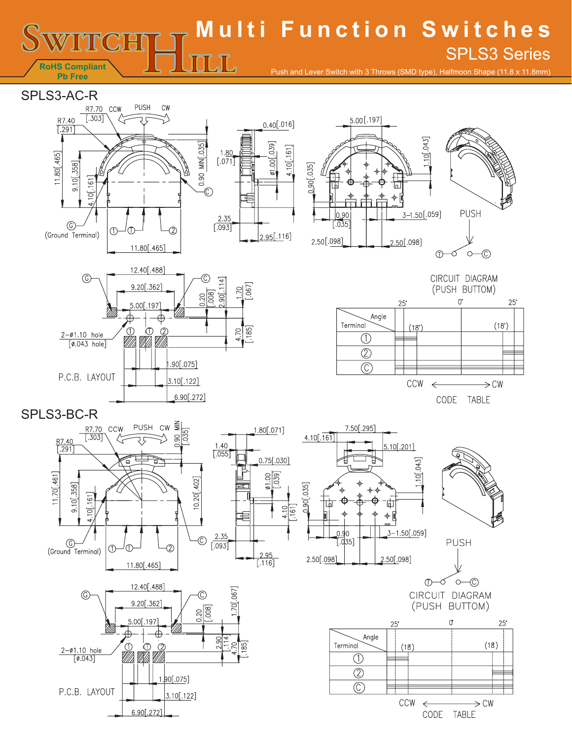# Multi Function Switches

## SPLS3 Series

RoHS Compliant
Pb Free

Push and Lever Switch with 3 Throws (SMD type), Halfmoon Shape (11.8 x 11.8mm)

## SPLS3-AC-R

R7.70 [.303] CCW PUSH CW
R7.40 [.291]
11.80[.465]
9.10[.358]
4.10[.161]
0.90 MIN[.035]
Ⓒ
Ⓖ (Ground Terminal) ① Ⓣ ②
11.80[.465]

0.40[.016]
1.80 [.071]
ø1.00[.039]
4.10[.161]
2.35 [.093]
2.95[.116]

5.00[.197]
1.10[.043]
0.90[.035]
0.90 [.035]
3-1.50[.059]
2.50[.098]
2.50[.098]

PUSH
Ⓣ—○ ○—Ⓒ

CIRCUIT DIAGRAM (PUSH BUTTOM)

P.C.B. LAYOUT

12.40[.488]
9.20[.362]
5.00[.197]
0.20 [.008]
2.90[.114]
1.70 [.067]
4.70 [.185]
2-ø1.10 hole [ø.043 hole]
1.90[.075]
3.10[.122]
6.90[.272]

CODE TABLE

| Angle / Terminal | 25° (18°) | 0° | (18°) 25° |
|---|---|---|---|
| ① | | | |
| ② | | | |
| Ⓒ | | | |

CCW ⟵⟶ CW

## SPLS3-BC-R

R7.70 [.303] CCW PUSH CW
R7.40 [.291]
0.90 MIN [.035]
11.70[.461]
9.10[.358]
4.10[.161]
10.20[.402]
Ⓖ (Ground Terminal) ① Ⓣ ②
Ⓒ
11.80[.465]

1.40 [.055]
1.80[.071]
0.75[.030]
ø1.00 [.039]
4.10 [.161]
2.35 [.093]
2.95 [.116]

7.50[.295]
4.10[.161]
5.10[.201]
1.10[.043]
0.90[.035]
0.90 [.035]
3-1.50[.059]
2.50[.098]
2.50[.098]

PUSH
Ⓣ—○ ○—Ⓒ

CIRCUIT DIAGRAM (PUSH BUTTOM)

P.C.B. LAYOUT

12.40[.488]
9.20[.362]
5.00[.197]
0.20 [.008]
1.70[.067]
2.90 [.114]
4.70 [.185]
2-ø1.10 hole [ø.043]
1.90[.075]
3.10[.122]
6.90[.272]

CODE TABLE

| Angle / Terminal | 25° (18°) | 0° | (18°) 25° |
|---|---|---|---|
| ① | | | |
| ② | | | |
| Ⓒ | | | |

CCW ⟵⟶ CW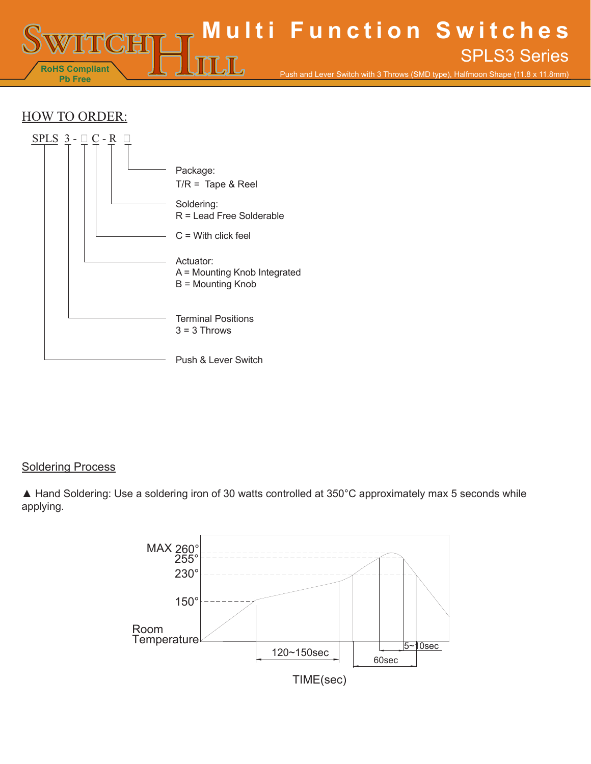# Multi Function Switches

## SPLS3 Series

Push and Lever Switch with 3 Throws (SMD type), Halfmoon Shape (11.8 x 11.8mm)

RoHS Compliant
Pb Free

## HOW TO ORDER:

SPLS 3 - □ C - R □

- Package:
  T/R = Tape & Reel
- Soldering:
  R = Lead Free Solderable
- C = With click feel
- Actuator:
  A = Mounting Knob Integrated
  B = Mounting Knob
- Terminal Positions
  3 = 3 Throws
- Push & Lever Switch

## Soldering Process

▲ Hand Soldering: Use a soldering iron of 30 watts controlled at 350°C approximately max 5 seconds while applying.

MAX 260°
255°
230°
150°
Room Temperature
120~150sec
60sec
5~10sec
TIME(sec)